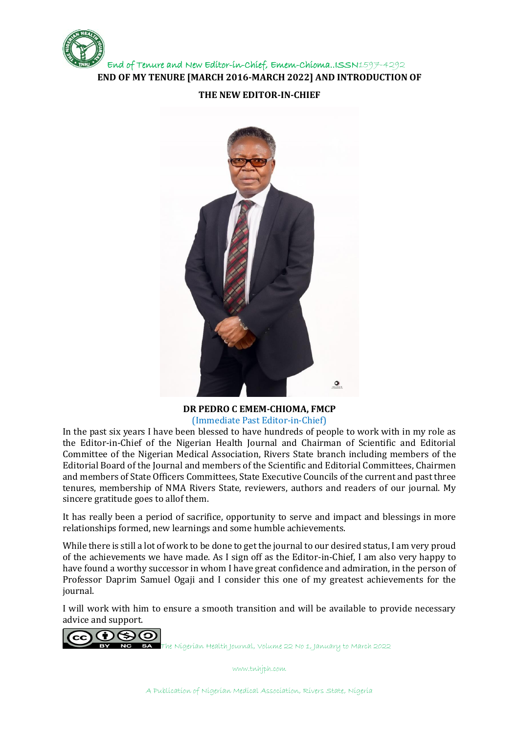# END OF MY TENURE [MARCH 2016-MARCH 2022] AND INTRODUCTION OF THE NEW EDITOR-IN-CHIEF

**DR PEDRO C EMEM-CHIOMA, FMCP**

(Immediate Past Editor-in-Chief)

In the past six years I have been blessed to have hundreds of people to work with in my role as the Editor-in-Chief of the Nigerian Health Journal and Chairman of Scientific and Editorial Committee of the Nigerian Medical Association, Rivers State branch including members of the Editorial Board of the Journal and members of the Scientific and Editorial Committees, Chairmen and members of State Officers Committees, State Executive Councils of the current and past three tenures, membership of NMA Rivers State, reviewers, authors and readers of our journal. My sincere gratitude goes to allof them.

It has really been a period of sacrifice, opportunity to serve and impact and blessings in more relationships formed, new learnings and some humble achievements.

While there is still a lot of work to be done to get the journal to our desired status, I am very proud of the achievements we have made. As I sign off as the Editor-in-Chief, I am also very happy to have found a worthy successor in whom I have great confidence and admiration, in the person of Professor Daprim Samuel Ogaji and I consider this one of my greatest achievements for the journal.

I will work with him to ensure a smooth transition and will be available to provide necessary advice and support.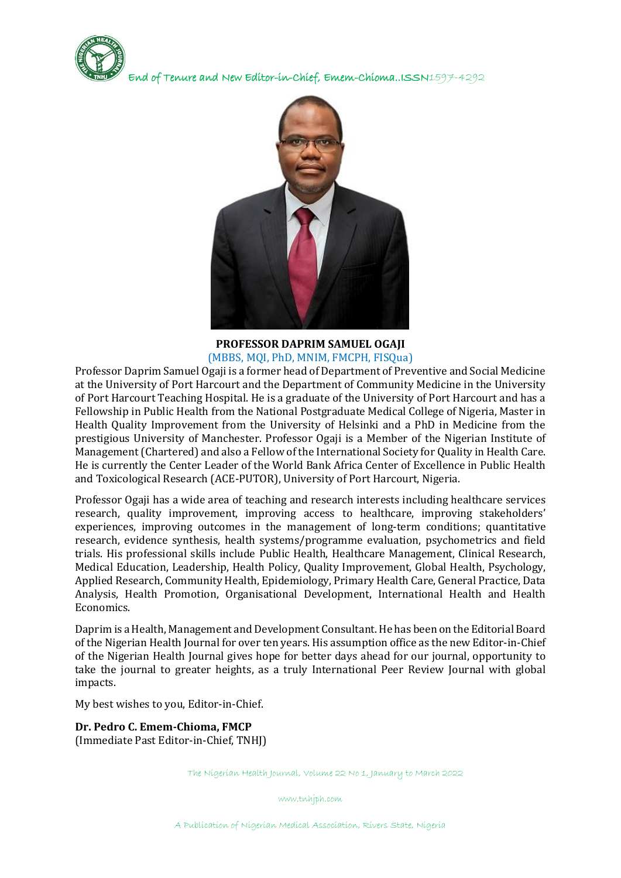**PROFESSOR DAPRIM SAMUEL OGAJI**
(MBBS, MQI, PhD, MNIM, FMCPH, FISQua)

Professor Daprim Samuel Ogaji is a former head of Department of Preventive and Social Medicine at the University of Port Harcourt and the Department of Community Medicine in the University of Port Harcourt Teaching Hospital. He is a graduate of the University of Port Harcourt and has a Fellowship in Public Health from the National Postgraduate Medical College of Nigeria, Master in Health Quality Improvement from the University of Helsinki and a PhD in Medicine from the prestigious University of Manchester. Professor Ogaji is a Member of the Nigerian Institute of Management (Chartered) and also a Fellow of the International Society for Quality in Health Care. He is currently the Center Leader of the World Bank Africa Center of Excellence in Public Health and Toxicological Research (ACE-PUTOR), University of Port Harcourt, Nigeria.

Professor Ogaji has a wide area of teaching and research interests including healthcare services research, quality improvement, improving access to healthcare, improving stakeholders' experiences, improving outcomes in the management of long-term conditions; quantitative research, evidence synthesis, health systems/programme evaluation, psychometrics and field trials. His professional skills include Public Health, Healthcare Management, Clinical Research, Medical Education, Leadership, Health Policy, Quality Improvement, Global Health, Psychology, Applied Research, Community Health, Epidemiology, Primary Health Care, General Practice, Data Analysis, Health Promotion, Organisational Development, International Health and Health Economics.

Daprim is a Health, Management and Development Consultant. He has been on the Editorial Board of the Nigerian Health Journal for over ten years. His assumption office as the new Editor-in-Chief of the Nigerian Health Journal gives hope for better days ahead for our journal, opportunity to take the journal to greater heights, as a truly International Peer Review Journal with global impacts.

My best wishes to you, Editor-in-Chief.

**Dr. Pedro C. Emem-Chioma, FMCP**
(Immediate Past Editor-in-Chief, TNHJ)